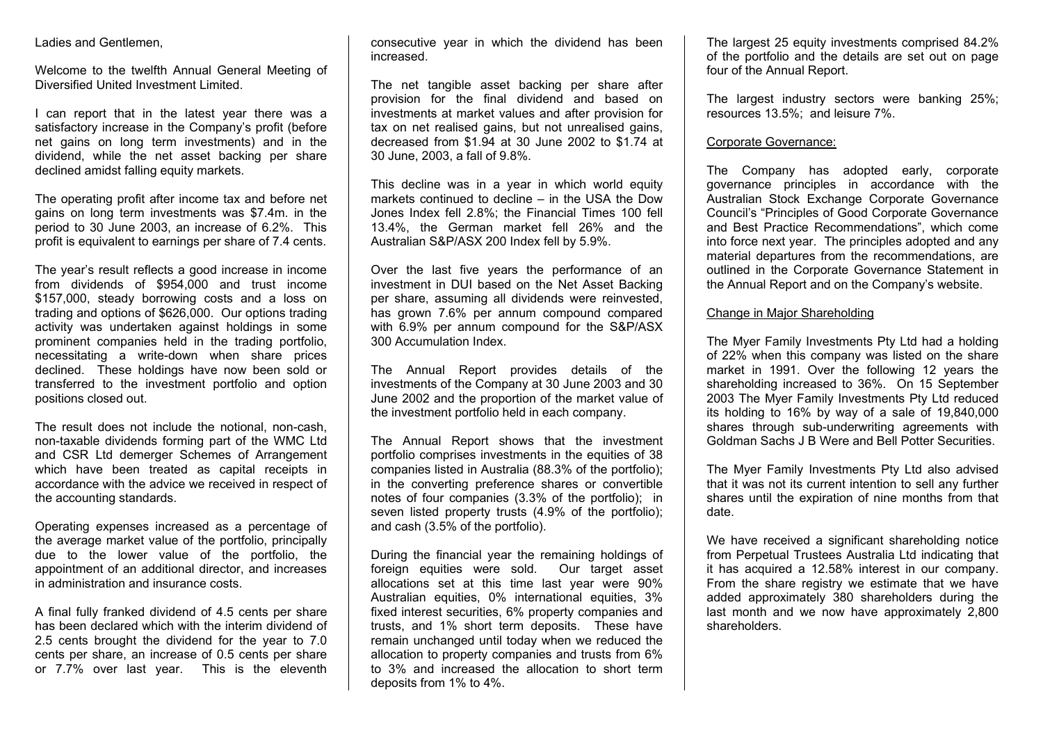Ladies and Gentlemen,

Welcome to the twelfth Annual General Meeting of Diversified United Investment Limited.

I can report that in the latest year there was a satisfactory increase in the Company's profit (before net gains on long term investments) and in the dividend, while the net asset backing per share declined amidst falling equity markets.

The operating profit after income tax and before net gains on long term investments was $7.4m. in the period to 30 June 2003, an increase of 6.2%. This profit is equivalent to earnings per share of 7.4 cents.

The year's result reflects a good increase in income from dividends of $954,000 and trust income $157,000, steady borrowing costs and a loss on trading and options of $626,000. Our options trading activity was undertaken against holdings in some prominent companies held in the trading portfolio, necessitating a write-down when share prices declined. These holdings have now been sold or transferred to the investment portfolio and option positions closed out.

The result does not include the notional, non-cash, non-taxable dividends forming part of the WMC Ltd and CSR Ltd demerger Schemes of Arrangement which have been treated as capital receipts in accordance with the advice we received in respect of the accounting standards.

Operating expenses increased as a percentage of the average market value of the portfolio, principally due to the lower value of the portfolio, the appointment of an additional director, and increases in administration and insurance costs.

A final fully franked dividend of 4.5 cents per share has been declared which with the interim dividend of 2.5 cents brought the dividend for the year to 7.0 cents per share, an increase of 0.5 cents per share or 7.7% over last year. This is the eleventh consecutive year in which the dividend has been increased.

The net tangible asset backing per share after provision for the final dividend and based on investments at market values and after provision for tax on net realised gains, but not unrealised gains, decreased from $1.94 at 30 June 2002 to $1.74 at 30 June, 2003, a fall of 9.8%.

This decline was in a year in which world equity markets continued to decline – in the USA the Dow Jones Index fell 2.8%; the Financial Times 100 fell 13.4%, the German market fell 26% and the Australian S&P/ASX 200 Index fell by 5.9%.

Over the last five years the performance of an investment in DUI based on the Net Asset Backing per share, assuming all dividends were reinvested, has grown 7.6% per annum compound compared with 6.9% per annum compound for the S&P/ASX 300 Accumulation Index.

The Annual Report provides details of the investments of the Company at 30 June 2003 and 30 June 2002 and the proportion of the market value of the investment portfolio held in each company.

The Annual Report shows that the investment portfolio comprises investments in the equities of 38 companies listed in Australia (88.3% of the portfolio); in the converting preference shares or convertible notes of four companies (3.3% of the portfolio); in seven listed property trusts (4.9% of the portfolio); and cash (3.5% of the portfolio).

During the financial year the remaining holdings of foreign equities were sold. Our target asset allocations set at this time last year were 90% Australian equities, 0% international equities, 3% fixed interest securities, 6% property companies and trusts, and 1% short term deposits. These have remain unchanged until today when we reduced the allocation to property companies and trusts from 6% to 3% and increased the allocation to short term deposits from 1% to 4%.

The largest 25 equity investments comprised 84.2% of the portfolio and the details are set out on page four of the Annual Report.

The largest industry sectors were banking 25%; resources 13.5%; and leisure 7%.

## Corporate Governance:

The Company has adopted early, corporate governance principles in accordance with the Australian Stock Exchange Corporate Governance Council's "Principles of Good Corporate Governance and Best Practice Recommendations", which come into force next year. The principles adopted and any material departures from the recommendations, are outlined in the Corporate Governance Statement in the Annual Report and on the Company's website.

## Change in Major Shareholding

The Myer Family Investments Pty Ltd had a holding of 22% when this company was listed on the share market in 1991. Over the following 12 years the shareholding increased to 36%. On 15 September 2003 The Myer Family Investments Pty Ltd reduced its holding to 16% by way of a sale of 19,840,000 shares through sub-underwriting agreements with Goldman Sachs J B Were and Bell Potter Securities.

The Myer Family Investments Pty Ltd also advised that it was not its current intention to sell any further shares until the expiration of nine months from that date.

We have received a significant shareholding notice from Perpetual Trustees Australia Ltd indicating that it has acquired a 12.58% interest in our company. From the share registry we estimate that we have added approximately 380 shareholders during the last month and we now have approximately 2,800 shareholders.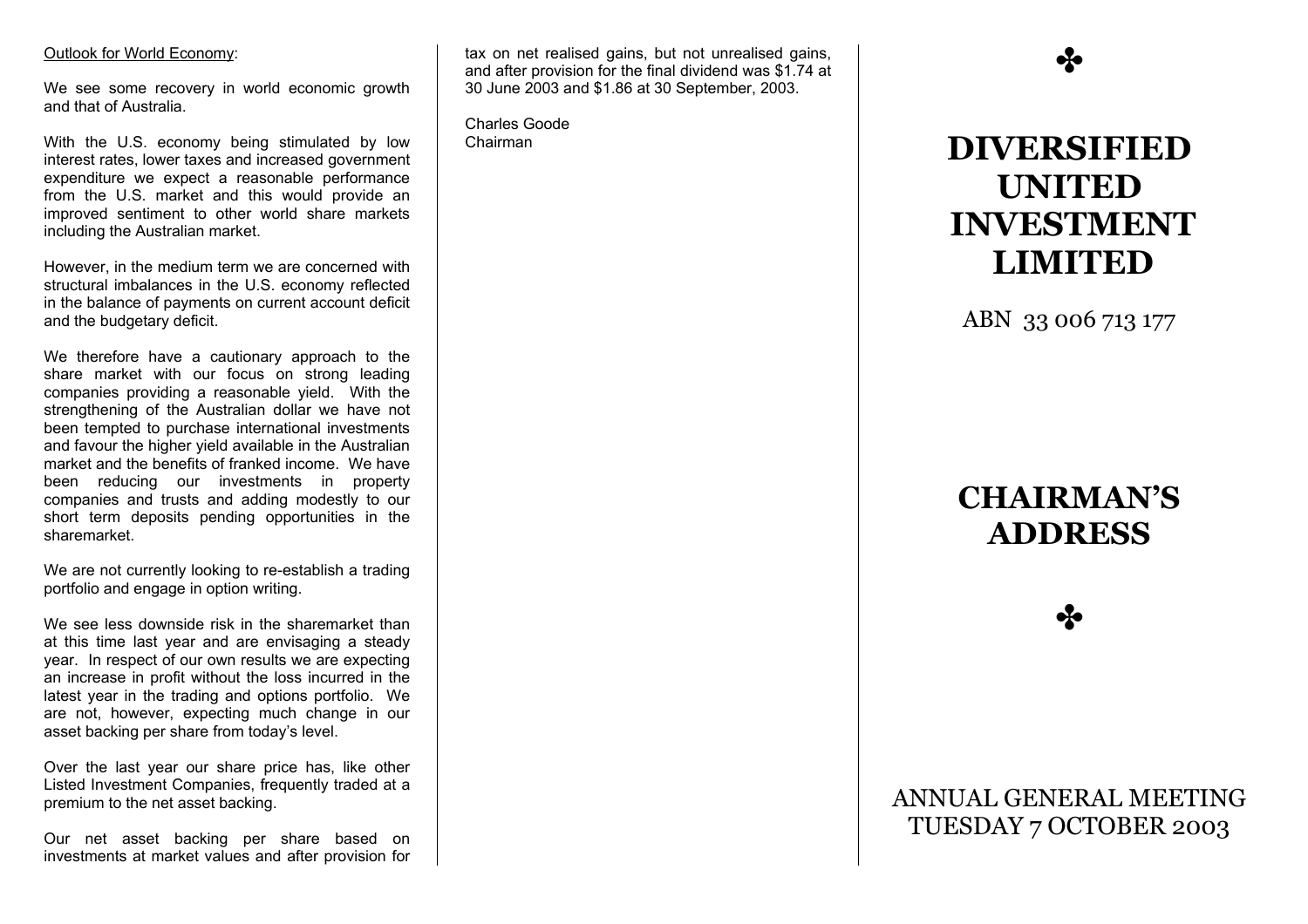Outlook for World Economy:

We see some recovery in world economic growth and that of Australia.

With the U.S. economy being stimulated by low interest rates, lower taxes and increased government expenditure we expect a reasonable performance from the U.S. market and this would provide an improved sentiment to other world share markets including the Australian market.

However, in the medium term we are concerned with structural imbalances in the U.S. economy reflected in the balance of payments on current account deficit and the budgetary deficit.

We therefore have a cautionary approach to the share market with our focus on strong leading companies providing a reasonable yield. With the strengthening of the Australian dollar we have not been tempted to purchase international investments and favour the higher yield available in the Australian market and the benefits of franked income. We have been reducing our investments in property companies and trusts and adding modestly to our short term deposits pending opportunities in the sharemarket.

We are not currently looking to re-establish a trading portfolio and engage in option writing.

We see less downside risk in the sharemarket than at this time last year and are envisaging a steady year. In respect of our own results we are expecting an increase in profit without the loss incurred in the latest year in the trading and options portfolio. We are not, however, expecting much change in our asset backing per share from today's level.

Over the last year our share price has, like other Listed Investment Companies, frequently traded at a premium to the net asset backing.

Our net asset backing per share based on investments at market values and after provision for tax on net realised gains, but not unrealised gains, and after provision for the final dividend was $1.74 at 30 June 2003 and $1.86 at 30 September, 2003.

Charles Goode
Chairman

✤

# DIVERSIFIED UNITED INVESTMENT LIMITED

ABN 33 006 713 177

# CHAIRMAN'S ADDRESS

✤

ANNUAL GENERAL MEETING
TUESDAY 7 OCTOBER 2003